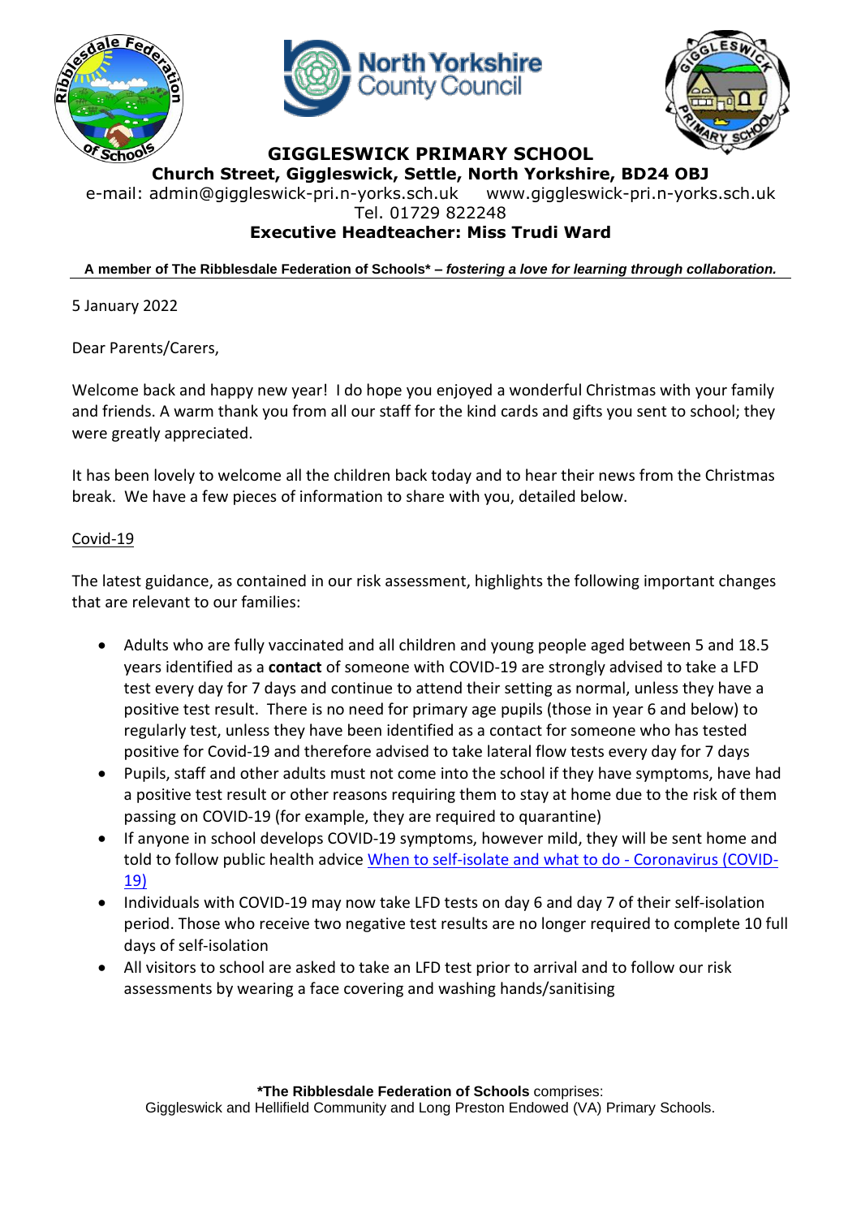# GIGGLESWICK PRIMARY SCHOOL

**Church Street, Giggleswick, Settle, North Yorkshire, BD24 OBJ**

e-mail: admin@giggleswick-pri.n-yorks.sch.uk www.giggleswick-pri.n-yorks.sch.uk

Tel. 01729 822248

**Executive Headteacher: Miss Trudi Ward**

**A member of The Ribblesdale Federation of Schools* – *fostering a love for learning through collaboration.***

5 January 2022

Dear Parents/Carers,

Welcome back and happy new year! I do hope you enjoyed a wonderful Christmas with your family and friends. A warm thank you from all our staff for the kind cards and gifts you sent to school; they were greatly appreciated.

It has been lovely to welcome all the children back today and to hear their news from the Christmas break. We have a few pieces of information to share with you, detailed below.

## Covid-19

The latest guidance, as contained in our risk assessment, highlights the following important changes that are relevant to our families:

- Adults who are fully vaccinated and all children and young people aged between 5 and 18.5 years identified as a **contact** of someone with COVID-19 are strongly advised to take a LFD test every day for 7 days and continue to attend their setting as normal, unless they have a positive test result. There is no need for primary age pupils (those in year 6 and below) to regularly test, unless they have been identified as a contact for someone who has tested positive for Covid-19 and therefore advised to take lateral flow tests every day for 7 days
- Pupils, staff and other adults must not come into the school if they have symptoms, have had a positive test result or other reasons requiring them to stay at home due to the risk of them passing on COVID-19 (for example, they are required to quarantine)
- If anyone in school develops COVID-19 symptoms, however mild, they will be sent home and told to follow public health advice When to self-isolate and what to do - Coronavirus (COVID-19)
- Individuals with COVID-19 may now take LFD tests on day 6 and day 7 of their self-isolation period. Those who receive two negative test results are no longer required to complete 10 full days of self-isolation
- All visitors to school are asked to take an LFD test prior to arrival and to follow our risk assessments by wearing a face covering and washing hands/sanitising

***The Ribblesdale Federation of Schools** comprises:
Giggleswick and Hellifield Community and Long Preston Endowed (VA) Primary Schools.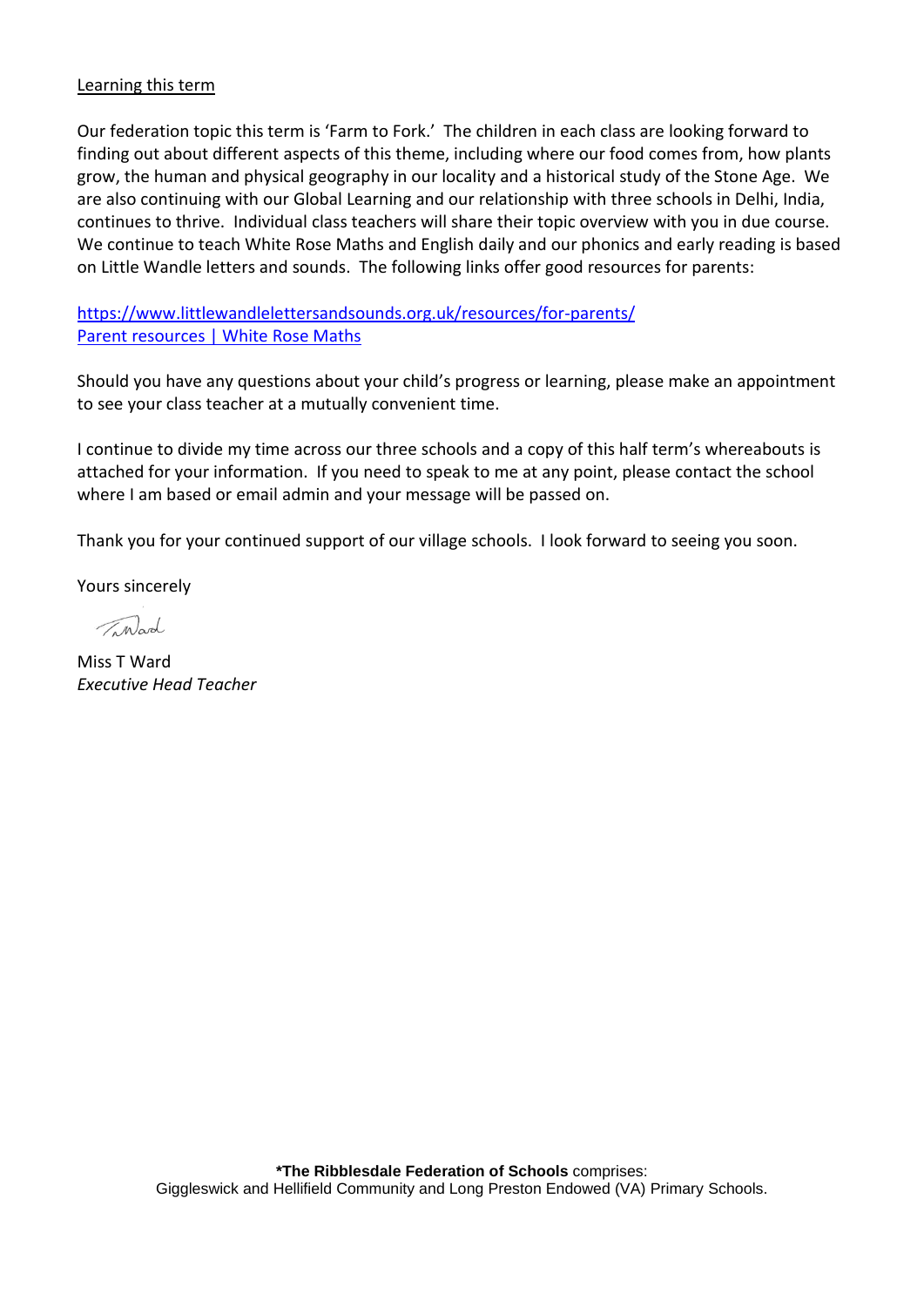Learning this term

Our federation topic this term is 'Farm to Fork.' The children in each class are looking forward to finding out about different aspects of this theme, including where our food comes from, how plants grow, the human and physical geography in our locality and a historical study of the Stone Age. We are also continuing with our Global Learning and our relationship with three schools in Delhi, India, continues to thrive. Individual class teachers will share their topic overview with you in due course. We continue to teach White Rose Maths and English daily and our phonics and early reading is based on Little Wandle letters and sounds. The following links offer good resources for parents:

https://www.littlewandlelettersandsounds.org.uk/resources/for-parents/
Parent resources | White Rose Maths

Should you have any questions about your child's progress or learning, please make an appointment to see your class teacher at a mutually convenient time.

I continue to divide my time across our three schools and a copy of this half term's whereabouts is attached for your information. If you need to speak to me at any point, please contact the school where I am based or email admin and your message will be passed on.

Thank you for your continued support of our village schools. I look forward to seeing you soon.

Yours sincerely

Miss T Ward
*Executive Head Teacher*

***The Ribblesdale Federation of Schools** comprises:
Giggleswick and Hellifield Community and Long Preston Endowed (VA) Primary Schools.